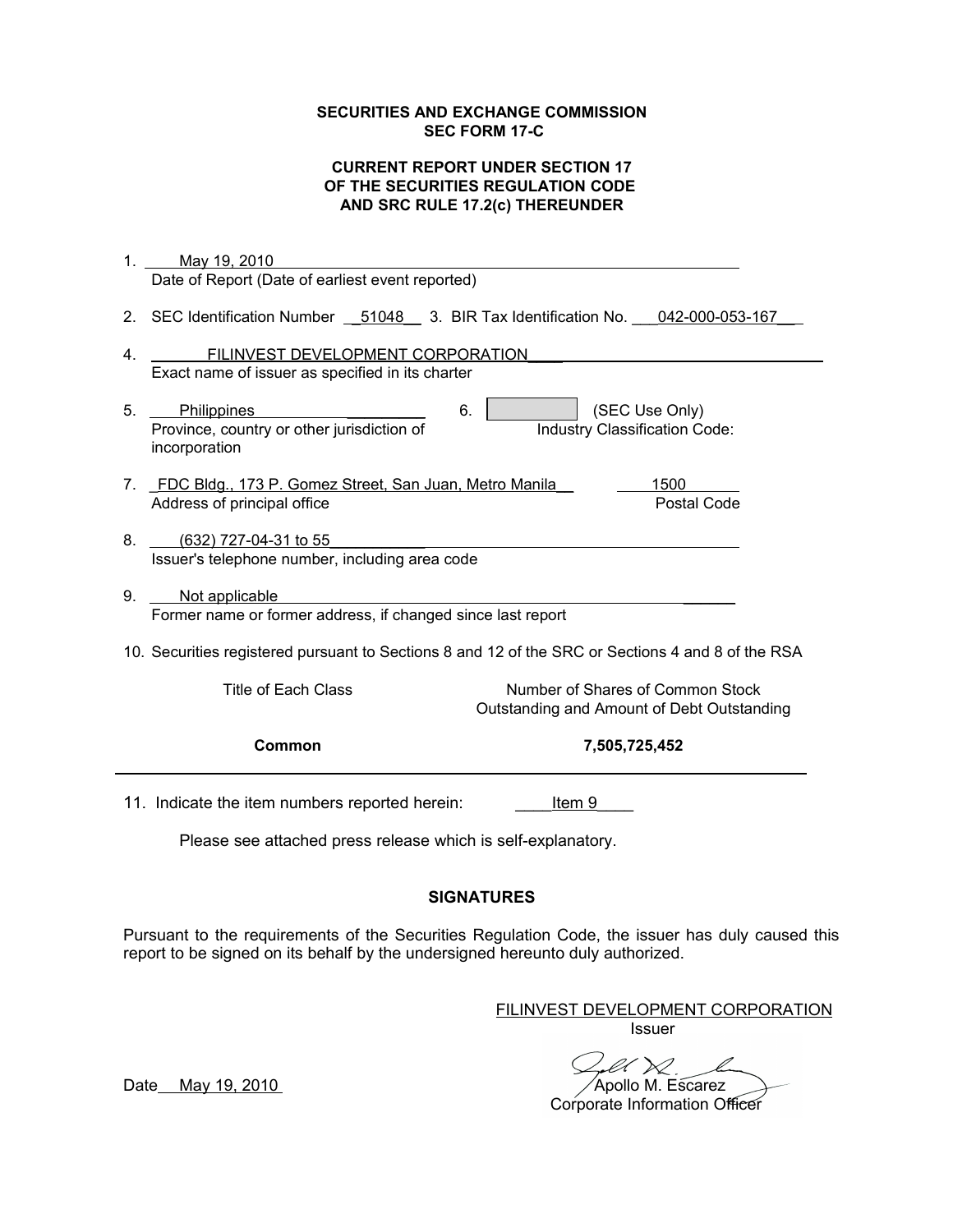**SECURITIES AND EXCHANGE COMMISSION**
**SEC FORM 17-C**

**CURRENT REPORT UNDER SECTION 17**
**OF THE SECURITIES REGULATION CODE**
**AND SRC RULE 17.2(c) THEREUNDER**

1. May 19, 2010
   Date of Report (Date of earliest event reported)

2. SEC Identification Number 51048 3. BIR Tax Identification No. 042-000-053-167

4. FILINVEST DEVELOPMENT CORPORATION
   Exact name of issuer as specified in its charter

5. Philippines
   Province, country or other jurisdiction of incorporation

6. (SEC Use Only)
   Industry Classification Code:

7. FDC Bldg., 173 P. Gomez Street, San Juan, Metro Manila — 1500
   Address of principal office — Postal Code

8. (632) 727-04-31 to 55
   Issuer's telephone number, including area code

9. Not applicable
   Former name or former address, if changed since last report

10. Securities registered pursuant to Sections 8 and 12 of the SRC or Sections 4 and 8 of the RSA

| Title of Each Class | Number of Shares of Common Stock Outstanding and Amount of Debt Outstanding |
|---|---|
| **Common** | **7,505,725,452** |

11. Indicate the item numbers reported herein: Item 9

Please see attached press release which is self-explanatory.

## SIGNATURES

Pursuant to the requirements of the Securities Regulation Code, the issuer has duly caused this report to be signed on its behalf by the undersigned hereunto duly authorized.

FILINVEST DEVELOPMENT CORPORATION
Issuer

Date May 19, 2010

Apollo M. Escarez
Corporate Information Officer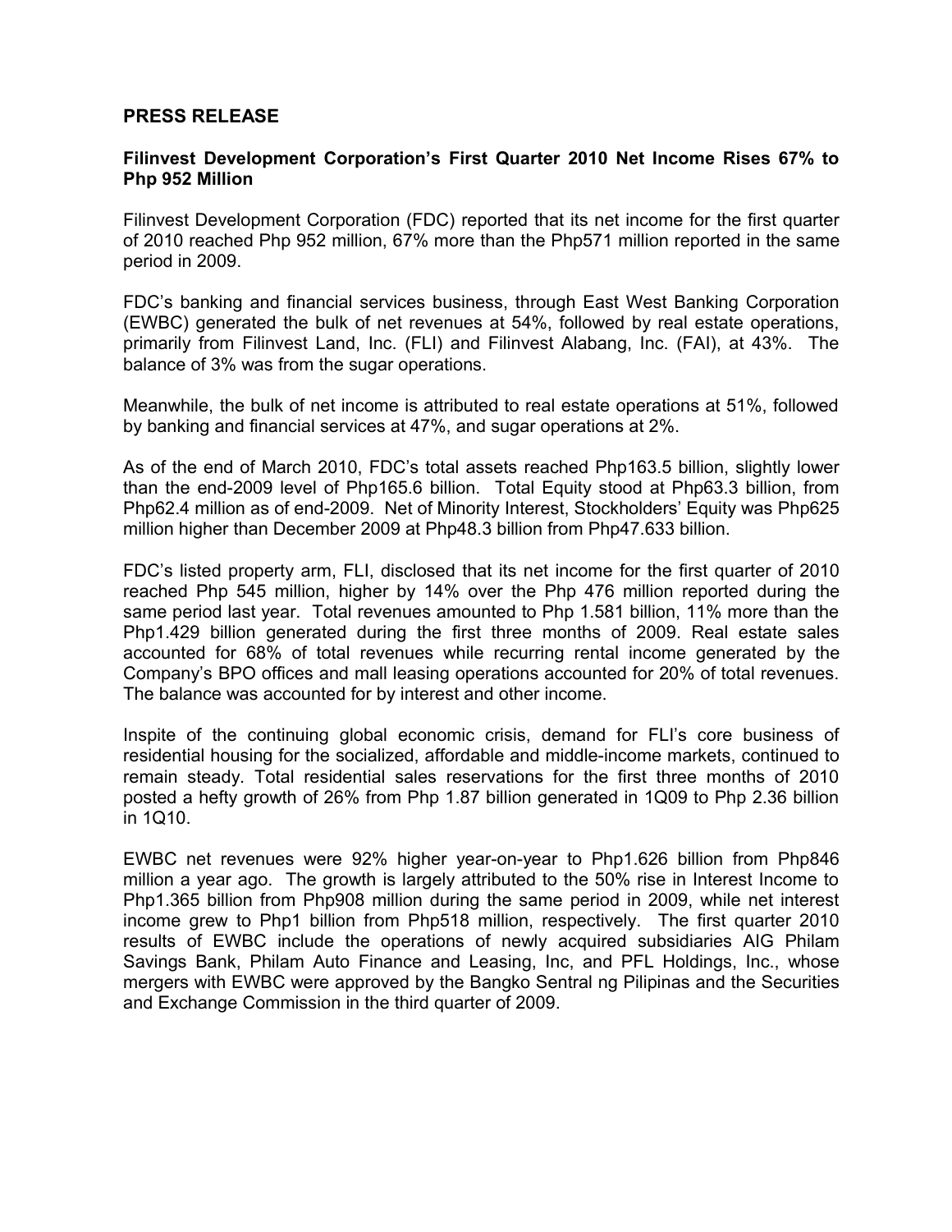## PRESS RELEASE

**Filinvest Development Corporation's First Quarter 2010 Net Income Rises 67% to Php 952 Million**

Filinvest Development Corporation (FDC) reported that its net income for the first quarter of 2010 reached Php 952 million, 67% more than the Php571 million reported in the same period in 2009.

FDC's banking and financial services business, through East West Banking Corporation (EWBC) generated the bulk of net revenues at 54%, followed by real estate operations, primarily from Filinvest Land, Inc. (FLI) and Filinvest Alabang, Inc. (FAI), at 43%. The balance of 3% was from the sugar operations.

Meanwhile, the bulk of net income is attributed to real estate operations at 51%, followed by banking and financial services at 47%, and sugar operations at 2%.

As of the end of March 2010, FDC's total assets reached Php163.5 billion, slightly lower than the end-2009 level of Php165.6 billion. Total Equity stood at Php63.3 billion, from Php62.4 million as of end-2009. Net of Minority Interest, Stockholders' Equity was Php625 million higher than December 2009 at Php48.3 billion from Php47.633 billion.

FDC's listed property arm, FLI, disclosed that its net income for the first quarter of 2010 reached Php 545 million, higher by 14% over the Php 476 million reported during the same period last year. Total revenues amounted to Php 1.581 billion, 11% more than the Php1.429 billion generated during the first three months of 2009. Real estate sales accounted for 68% of total revenues while recurring rental income generated by the Company's BPO offices and mall leasing operations accounted for 20% of total revenues. The balance was accounted for by interest and other income.

Inspite of the continuing global economic crisis, demand for FLI's core business of residential housing for the socialized, affordable and middle-income markets, continued to remain steady. Total residential sales reservations for the first three months of 2010 posted a hefty growth of 26% from Php 1.87 billion generated in 1Q09 to Php 2.36 billion in 1Q10.

EWBC net revenues were 92% higher year-on-year to Php1.626 billion from Php846 million a year ago. The growth is largely attributed to the 50% rise in Interest Income to Php1.365 billion from Php908 million during the same period in 2009, while net interest income grew to Php1 billion from Php518 million, respectively. The first quarter 2010 results of EWBC include the operations of newly acquired subsidiaries AIG Philam Savings Bank, Philam Auto Finance and Leasing, Inc, and PFL Holdings, Inc., whose mergers with EWBC were approved by the Bangko Sentral ng Pilipinas and the Securities and Exchange Commission in the third quarter of 2009.